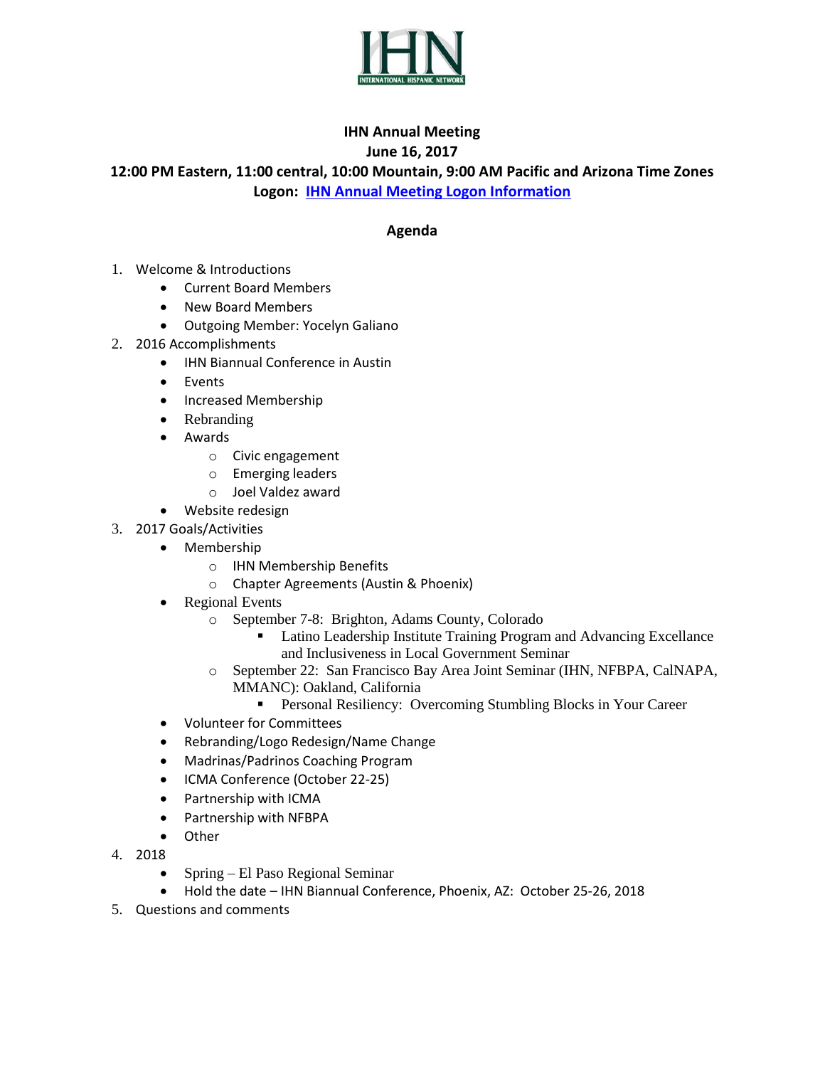# IHN Annual Meeting

**June 16, 2017**

**12:00 PM Eastern, 11:00 central, 10:00 Mountain, 9:00 AM Pacific and Arizona Time Zones**

**Logon: [IHN Annual Meeting Logon Information]**

## Agenda

1. Welcome & Introductions
   - Current Board Members
   - New Board Members
   - Outgoing Member: Yocelyn Galiano
2. 2016 Accomplishments
   - IHN Biannual Conference in Austin
   - Events
   - Increased Membership
   - Rebranding
   - Awards
     - Civic engagement
     - Emerging leaders
     - Joel Valdez award
   - Website redesign
3. 2017 Goals/Activities
   - Membership
     - IHN Membership Benefits
     - Chapter Agreements (Austin & Phoenix)
   - Regional Events
     - September 7-8: Brighton, Adams County, Colorado
       - Latino Leadership Institute Training Program and Advancing Excellance and Inclusiveness in Local Government Seminar
     - September 22: San Francisco Bay Area Joint Seminar (IHN, NFBPA, CalNAPA, MMANC): Oakland, California
       - Personal Resiliency: Overcoming Stumbling Blocks in Your Career
   - Volunteer for Committees
   - Rebranding/Logo Redesign/Name Change
   - Madrinas/Padrinos Coaching Program
   - ICMA Conference (October 22-25)
   - Partnership with ICMA
   - Partnership with NFBPA
   - Other
4. 2018
   - Spring – El Paso Regional Seminar
   - Hold the date – IHN Biannual Conference, Phoenix, AZ: October 25-26, 2018
5. Questions and comments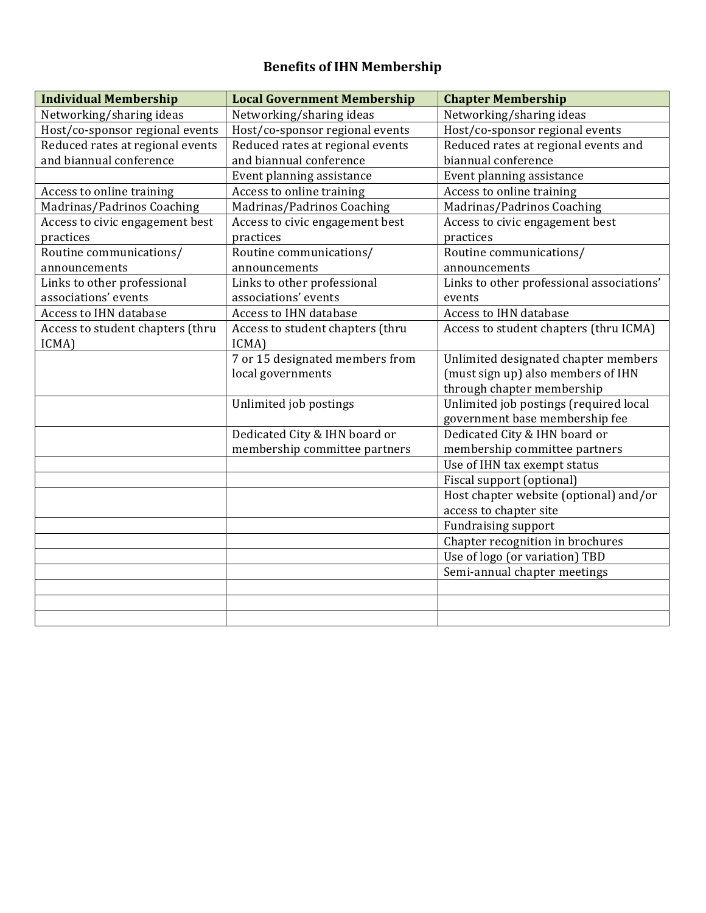# Benefits of IHN Membership

| Individual Membership | Local Government Membership | Chapter Membership |
|---|---|---|
| Networking/sharing ideas | Networking/sharing ideas | Networking/sharing ideas |
| Host/co-sponsor regional events | Host/co-sponsor regional events | Host/co-sponsor regional events |
| Reduced rates at regional events and biannual conference | Reduced rates at regional events and biannual conference | Reduced rates at regional events and biannual conference |
| | Event planning assistance | Event planning assistance |
| Access to online training | Access to online training | Access to online training |
| Madrinas/Padrinos Coaching | Madrinas/Padrinos Coaching | Madrinas/Padrinos Coaching |
| Access to civic engagement best practices | Access to civic engagement best practices | Access to civic engagement best practices |
| Routine communications/ announcements | Routine communications/ announcements | Routine communications/ announcements |
| Links to other professional associations' events | Links to other professional associations' events | Links to other professional associations' events |
| Access to IHN database | Access to IHN database | Access to IHN database |
| Access to student chapters (thru ICMA) | Access to student chapters (thru ICMA) | Access to student chapters (thru ICMA) |
| | 7 or 15 designated members from local governments | Unlimited designated chapter members (must sign up) also members of IHN through chapter membership |
| | Unlimited job postings | Unlimited job postings (required local government base membership fee |
| | Dedicated City & IHN board or membership committee partners | Dedicated City & IHN board or membership committee partners |
| | | Use of IHN tax exempt status |
| | | Fiscal support (optional) |
| | | Host chapter website (optional) and/or access to chapter site |
| | | Fundraising support |
| | | Chapter recognition in brochures |
| | | Use of logo (or variation) TBD |
| | | Semi-annual chapter meetings |
| | | |
| | | |
| | | |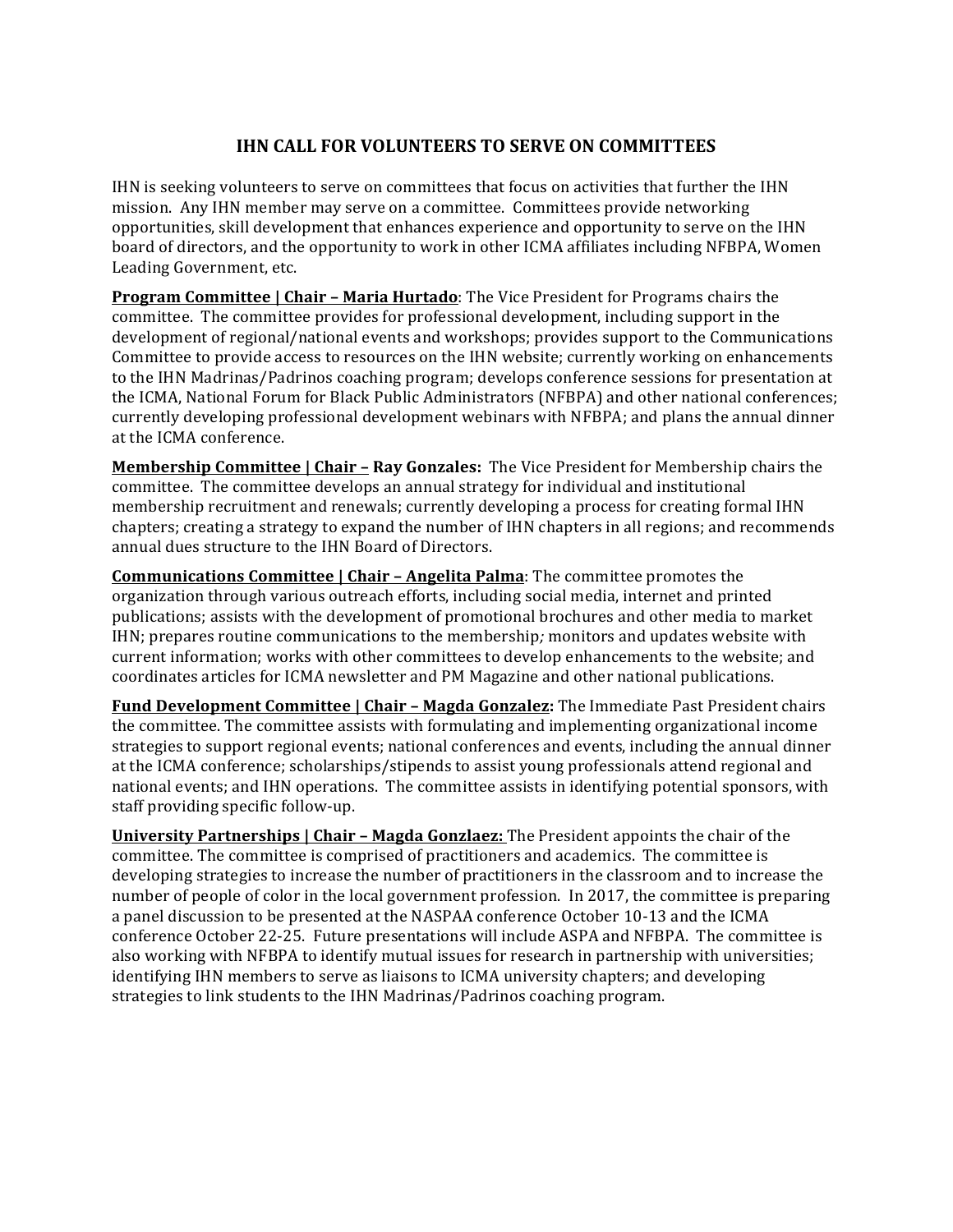## IHN CALL FOR VOLUNTEERS TO SERVE ON COMMITTEES

IHN is seeking volunteers to serve on committees that focus on activities that further the IHN mission. Any IHN member may serve on a committee. Committees provide networking opportunities, skill development that enhances experience and opportunity to serve on the IHN board of directors, and the opportunity to work in other ICMA affiliates including NFBPA, Women Leading Government, etc.

**Program Committee | Chair – Maria Hurtado**: The Vice President for Programs chairs the committee. The committee provides for professional development, including support in the development of regional/national events and workshops; provides support to the Communications Committee to provide access to resources on the IHN website; currently working on enhancements to the IHN Madrinas/Padrinos coaching program; develops conference sessions for presentation at the ICMA, National Forum for Black Public Administrators (NFBPA) and other national conferences; currently developing professional development webinars with NFBPA; and plans the annual dinner at the ICMA conference.

**Membership Committee | Chair – Ray Gonzales:** The Vice President for Membership chairs the committee. The committee develops an annual strategy for individual and institutional membership recruitment and renewals; currently developing a process for creating formal IHN chapters; creating a strategy to expand the number of IHN chapters in all regions; and recommends annual dues structure to the IHN Board of Directors.

**Communications Committee | Chair – Angelita Palma**: The committee promotes the organization through various outreach efforts, including social media, internet and printed publications; assists with the development of promotional brochures and other media to market IHN; prepares routine communications to the membership*;* monitors and updates website with current information; works with other committees to develop enhancements to the website; and coordinates articles for ICMA newsletter and PM Magazine and other national publications.

**Fund Development Committee | Chair – Magda Gonzalez:** The Immediate Past President chairs the committee. The committee assists with formulating and implementing organizational income strategies to support regional events; national conferences and events, including the annual dinner at the ICMA conference; scholarships/stipends to assist young professionals attend regional and national events; and IHN operations. The committee assists in identifying potential sponsors, with staff providing specific follow-up.

**University Partnerships | Chair – Magda Gonzlaez:** The President appoints the chair of the committee. The committee is comprised of practitioners and academics. The committee is developing strategies to increase the number of practitioners in the classroom and to increase the number of people of color in the local government profession. In 2017, the committee is preparing a panel discussion to be presented at the NASPAA conference October 10-13 and the ICMA conference October 22-25. Future presentations will include ASPA and NFBPA. The committee is also working with NFBPA to identify mutual issues for research in partnership with universities; identifying IHN members to serve as liaisons to ICMA university chapters; and developing strategies to link students to the IHN Madrinas/Padrinos coaching program.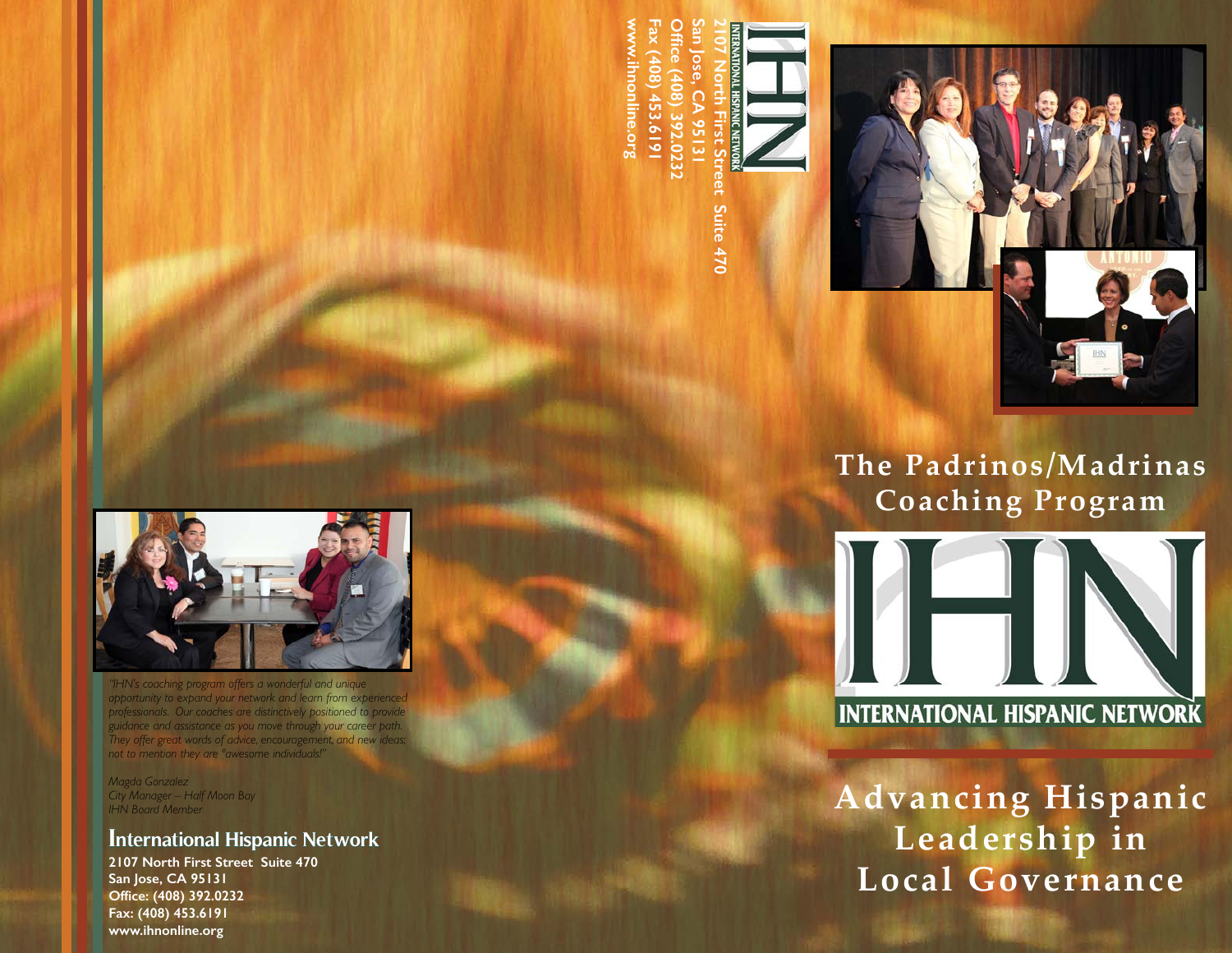INTERNATIONAL HISPANIC NETWORK
2107 North First Street Suite 470
San Jose, CA 95131
Office (408) 392.0232
Fax (408) 453.6191
www.ihnonline.org

*"IHN's coaching program offers a wonderful and unique opportunity to expand your network and learn from experienced professionals. Our coaches are distinctively positioned to provide guidance and assistance as you move through your career path. They offer great words of advice, encouragement, and new ideas; not to mention they are "awesome individuals!"*

*Magda Gonzalez*
*City Manager – Half Moon Bay*
*IHN Board Member*

## International Hispanic Network

**2107 North First Street Suite 470**
**San Jose, CA 95131**
**Office: (408) 392.0232**
**Fax: (408) 453.6191**
**www.ihnonline.org**

# The Padrinos/Madrinas Coaching Program

IHN
INTERNATIONAL HISPANIC NETWORK

## Advancing Hispanic Leadership in Local Governance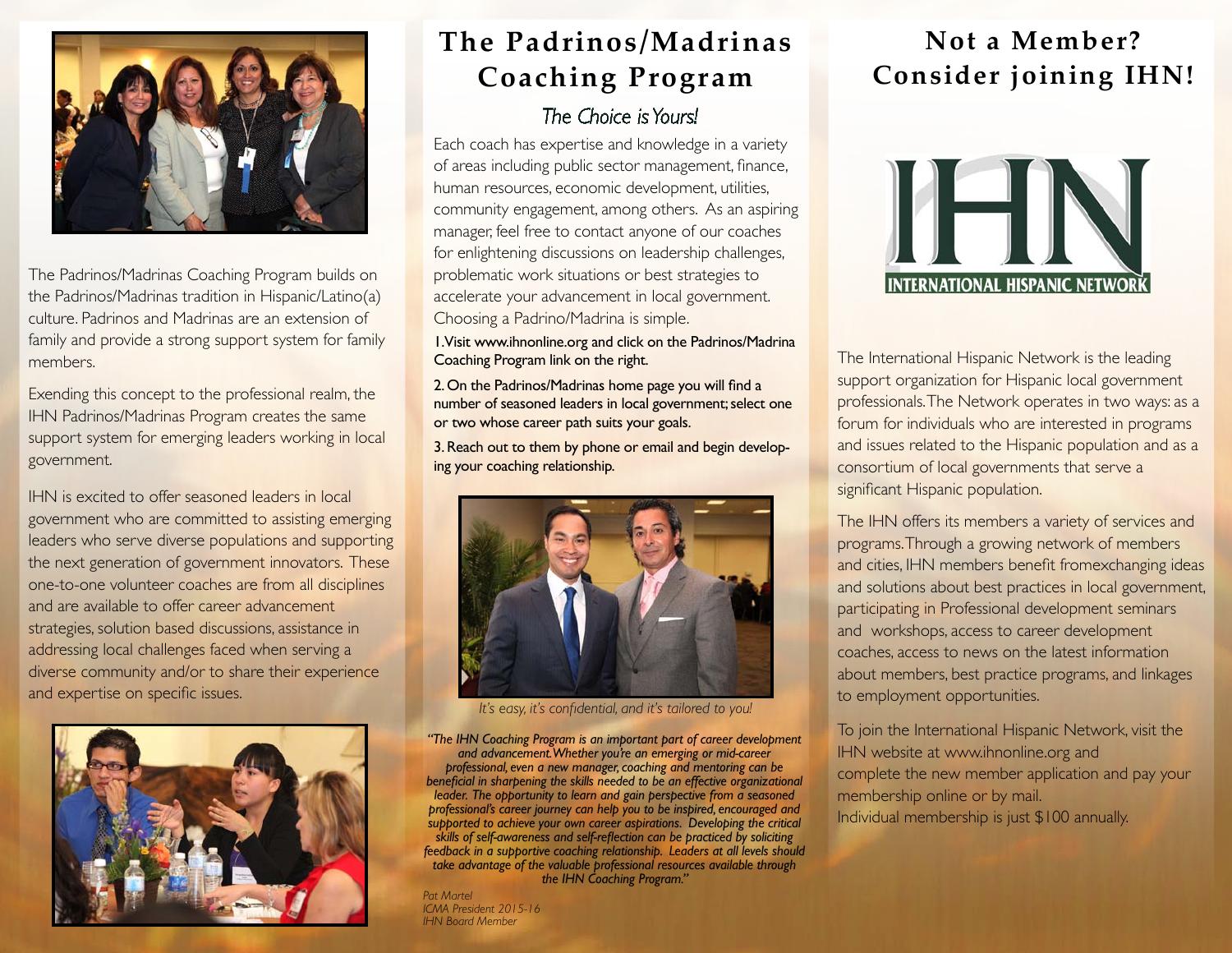The Padrinos/Madrinas Coaching Program builds on the Padrinos/Madrinas tradition in Hispanic/Latino(a) culture. Padrinos and Madrinas are an extension of family and provide a strong support system for family members.

Exending this concept to the professional realm, the IHN Padrinos/Madrinas Program creates the same support system for emerging leaders working in local government.

IHN is excited to offer seasoned leaders in local government who are committed to assisting emerging leaders who serve diverse populations and supporting the next generation of government innovators. These one-to-one volunteer coaches are from all disciplines and are available to offer career advancement strategies, solution based discussions, assistance in addressing local challenges faced when serving a diverse community and/or to share their experience and expertise on specific issues.

# The Padrinos/Madrinas Coaching Program

## The Choice is Yours!

Each coach has expertise and knowledge in a variety of areas including public sector management, finance, human resources, economic development, utilities, community engagement, among others. As an aspiring manager, feel free to contact anyone of our coaches for enlightening discussions on leadership challenges, problematic work situations or best strategies to accelerate your advancement in local government. Choosing a Padrino/Madrina is simple.

1. Visit www.ihnonline.org and click on the Padrinos/Madrina Coaching Program link on the right.
2. On the Padrinos/Madrinas home page you will find a number of seasoned leaders in local government; select one or two whose career path suits your goals.
3. Reach out to them by phone or email and begin developing your coaching relationship.

*It's easy, it's confidential, and it's tailored to you!*

*"The IHN Coaching Program is an important part of career development and advancement. Whether you're an emerging or mid-career professional, even a new manager, coaching and mentoring can be beneficial in sharpening the skills needed to be an effective organizational leader. The opportunity to learn and gain perspective from a seasoned professional's career journey can help you to be inspired, encouraged and supported to achieve your own career aspirations. Developing the critical skills of self-awareness and self-reflection can be practiced by soliciting feedback in a supportive coaching relationship. Leaders at all levels should take advantage of the valuable professional resources available through the IHN Coaching Program."*

*Pat Martel*
*ICMA President 2015-16*
*IHN Board Member*

# Not a Member? Consider joining IHN!

IHN
INTERNATIONAL HISPANIC NETWORK

The International Hispanic Network is the leading support organization for Hispanic local government professionals. The Network operates in two ways: as a forum for individuals who are interested in programs and issues related to the Hispanic population and as a consortium of local governments that serve a significant Hispanic population.

The IHN offers its members a variety of services and programs. Through a growing network of members and cities, IHN members benefit fromexchanging ideas and solutions about best practices in local government, participating in Professional development seminars and workshops, access to career development coaches, access to news on the latest information about members, best practice programs, and linkages to employment opportunities.

To join the International Hispanic Network, visit the IHN website at www.ihnonline.org and complete the new member application and pay your membership online or by mail.
Individual membership is just $100 annually.